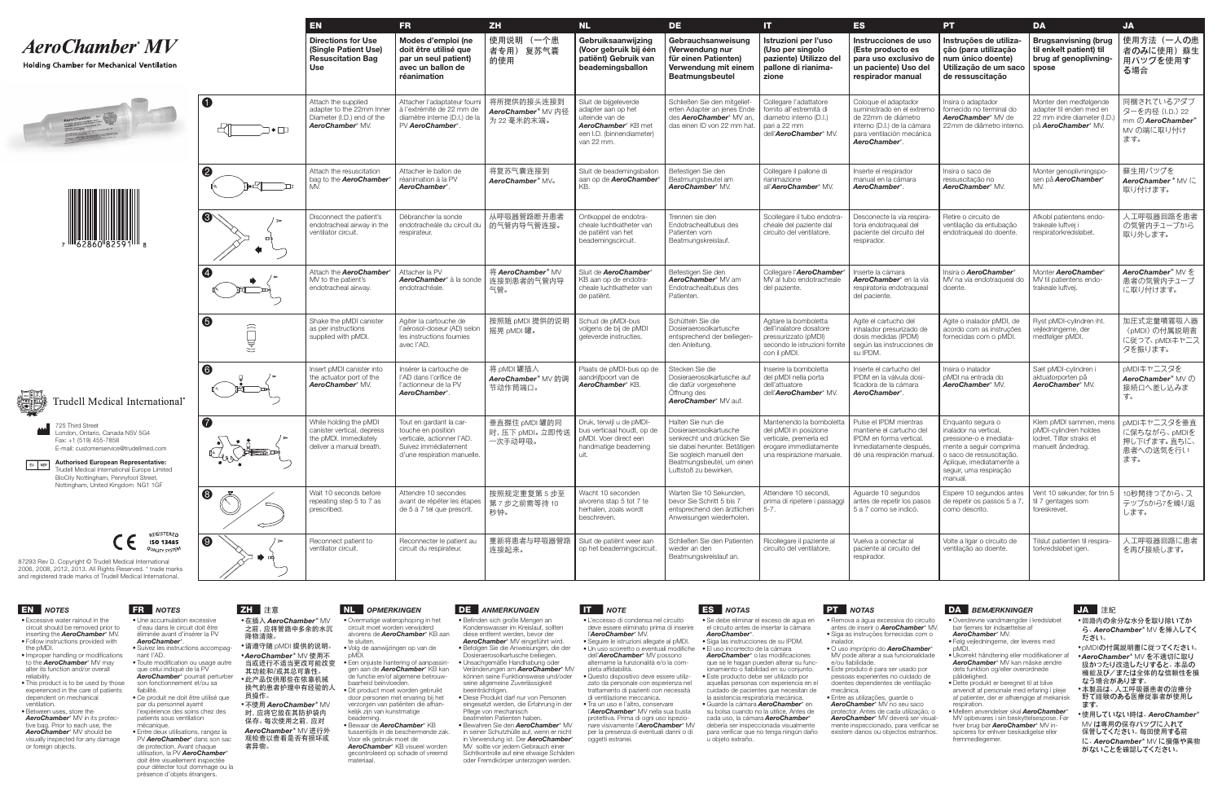# *AeroChamber*® *MV*

**Holding Chamber for Mechanical Ventilation**

Trudell Medical International®

725 Third Street
London, Ontario, Canada N5V 5G4
Fax: +1 (519) 455-7858
E-mail: customerservice@trudellmed.com

**Authorised European Representative:**
Trudell Medical International Europe Limited
BioCity Nottingham, Pennyfoot Street,
Nottingham, United Kingdom NG1 1GF

REGISTERED ISO 13485 QUALITY SYSTEM

87293 Rev D. Copyright © Trudell Medical International 2006, 2008, 2012, 2013. All Rights Reserved. ® trade marks and registered trade marks of Trudell Medical International.

| | EN | FR | ZH | NL | DE | IT | ES | PT | DA | JA |
|---|---|---|---|---|---|---|---|---|---|---|
| | **Directions for Use (Single Patient Use) Resuscitation Bag Use** | **Modes d'emploi (ne doit être utilisé que par un seul patient) avec un ballon de réanimation** | **使用说明 （一个患者专用）复苏气囊的使用** | **Gebruiksaanwijzing (Voor gebruik bij één patiënt) Gebruik van beademingsballon** | **Gebrauchsanweisung (Verwendung nur für einen Patienten) Verwendung mit einem Beatmungsbeutel** | **Istruzioni per l'uso (Uso per singolo paziente) Utilizzo del pallone di rianimazione** | **Instrucciones de uso (Este producto es para uso exclusivo de un paciente) Uso del respirador manual** | **Instruções de utilização (para utilização num único doente) Utilização de um saco de ressuscitação** | **Brugsanvisning (brug til enkelt patient) Til brug af genoplivningspose** | **使用方法（一人の患者のみに使用）蘇生用バッグを使用する場合** |
| 1 | Attach the supplied adapter to the 22mm Inner Diameter (I.D.) end of the *AeroChamber*® MV. | Attacher l'adaptateur fourni à l'extrémité de 22 mm de diamètre interne (D.I.) de la PV *AeroChamber*®. | 将所提供的接头连接到 *AeroChamber*® MV 内径为 22 毫米的末端。 | Sluit de bijgeleverde adapter aan op het uiteinde van de *AeroChamber*® KB met een I.D. (binnendiameter) van 22 mm. | Schließen Sie den mitgelieferten Adapter an jenes Ende des *AeroChamber*® MV an, das einen ID von 22 mm hat. | Collegare l'adattatore fornito all'estremità di diametro interno (D.I.) pari a 22 mm dell'*AeroChamber*® MV. | Coloque el adaptador suministrado en el extremo de 22mm de diámetro interno (D.I.) de la cámara para ventilación mecánica *AeroChamber*®. | Insira o adaptador fornecido no terminal do *AeroChamber*® MV de 22mm de diâmetro interno. | Monter den medfølgende adapter til enden med en 22 mm indre diameter (I.D.) på *AeroChamber*® MV. | 同梱されているアダプターを内径（I.D.）22 mm の *AeroChamber*® MV の端に取り付けます。 |
| 2 | Attach the resuscitation bag to the *AeroChamber*® MV. | Attacher le ballon de réanimation à la PV *AeroChamber*®. | 将复苏气囊连接到 *AeroChamber*® MV。 | Sluit de beademingsballon aan op de *AeroChamber*® KB. | Befestigen Sie den Beatmungsbeutel am *AeroChamber*® MV. | Collegare il pallone di rianimazione all'*AeroChamber*® MV. | Inserte el respirador manual en la cámara *AeroChamber*®. | Insira o saco de ressuscitação no *AeroChamber*® MV. | Monter genoplivningsposen på *AeroChamber*® MV. | 蘇生用バッグを *AeroChamber*® MV に取り付けます。 |
| 3 | Disconnect the patient's endotracheal airway in the ventilator circuit. | Débrancher la sonde endotrachéale du circuit du respirateur. | 从呼吸器管路断开患者的气管内导气管连接。 | Ontkoppel de endotracheale luchtkatheter van de patiënt van het beademingscircuit. | Trennen sie den Endotrachealtubus des Patienten vom Beatmungskreislauf. | Scollegare il tubo endotracheale del paziente dal circuito del ventilatore. | Desconecte la vía respiratoria endotraqueal del paciente del circuito del respirador. | Retire o circuito de ventilação da entubação endotraqueal do doente. | Afkobl patientens endotrakeale luftvej i respiratorkredsløbet. | 人工呼吸器回路を患者の気管内チューブから取り外します。 |
| 4 | Attach the *AeroChamber*® MV to the patient's endotracheal airway. | Attacher la PV *AeroChamber*® à la sonde endotrachéale. | 将 *AeroChamber*® MV 连接到患者的气管内导气管。 | Sluit de *AeroChamber*® KB aan op de endotracheale luchtkatheter van de patiënt. | Befestigen Sie den *AeroChamber*® MV am Endotrachealtubus des Patienten. | Collegare l'*AeroChamber*® MV al tubo endotracheale del paziente. | Inserte la cámara *AeroChamber*® en la vía respiratoria endotraqueal del paciente. | Insira o *AeroChamber*® MV na via endotraqueal do doente. | Monter *AeroChamber*® MV til patientens endotrakeale luftvej. | *AeroChamber*® MV を患者の気管内チューブに取り付けます。 |
| 5 | Shake the pMDI canister as per instructions supplied with pMDI. | Agiter la cartouche de l'aérosol-doseur (AD) selon les instructions fournies avec l'AD. | 按照随 pMDI 提供的说明摇晃 pMDI 罐。 | Schud de pMDI-bus volgens de bij de pMDI geleverde instructies. | Schütteln Sie die Dosieraerosolkartusche entsprechend der beiliegenden Anleitung. | Agitare la bomboletta dell'inalatore dosatore pressurizzato (pMDI) secondo le istruzioni fornite con il pMDI. | Agite el cartucho del inhalador presurizado de dosis medidas (IPDM) según las instrucciones de su IPDM. | Agite o inalador pMDI, de acordo com as instruções fornecidas com o pMDI. | Ryst pMDI-cylindren iht. vejledningerne, der medfølger pMDI. | 加圧式定量噴霧吸入器（pMDI）の付属説明書に従って、pMDI キャニスタを振ります。 |
| 6 | Insert pMDI canister into the actuator port of the *AeroChamber*® MV. | Insérer la cartouche de l'AD dans l'orifice de l'actionneur de la PV *AeroChamber*®. | 将 pMDI 罐插入 *AeroChamber*® MV 的调节动作筒端口。 | Plaats de pMDI-bus op de aandrijfpoort van de *AeroChamber*® KB. | Stecken Sie die Dosieraerosolkartusche auf die dafür vorgesehene Öffnung des *AeroChamber*® MV auf. | Inserire la bomboletta del pMDI nella porta dell'attuatore dell'*AeroChamber*® MV. | Inserte el cartucho del IPDM en la válvula dosificadora de la cámara *AeroChamber*®. | Insira o inalador pMDI na entrada do *AeroChamber*® MV. | Sæt pMDI-cylinderen i aktuatorporten på *AeroChamber*® MV. | pMDI キャニスタを *AeroChamber*® MV の接続口へ差し込みます。 |
| 7 | While holding the pMDI canister vertical, depress the pMDI. Immediately deliver a manual breath. | Tout en gardant la cartouche en position verticale, actionner l'AD. Suivez immédiatement d'une respiration manuelle. | 垂直握住 pMDI 罐的同时，压下 pMDI。立即传送一次手动呼吸。 | Druk, terwijl u de pMDI-bus verticaal houdt, op de pMDI. Voer direct een handmatige beademing uit. | Halten Sie nun die Dosieraerosolkartusche senkrecht und drücken Sie sie dabei herunter. Betätigen Sie sogleich manuell den Beatmungsbeutel, um einen Luftstoß zu bewirken. | Mantenendo la bomboletta del pMDI in posizione verticale, premerla ed erogare immediatamente una respirazione manuale. | Pulse el IPDM mientras mantiene el cartucho del IPDM en forma vertical. Inmediatamente después, dé una respiración manual. | Enquanto segura o inalador na vertical, pressione-o e imediatamente a seguir comprima o saco de ressuscitação. Aplique, imediatamente a seguir uma respiração manual. | Klem pMDI sammen, mens pMDI-cylindren holdes lodret. Tilfør straks et manuelt åndedrag. | pMDI キャニスタを垂直に保ちながら、pMDI を押し下げます。直ちに、患者への送気を行います。 |
| 8 | Wait 10 seconds before repeating step 5 to 7 as prescribed. | Attendre 10 secondes avant de répéter les étapes de 5 à 7 tel que prescrit. | 按照规定重复第 5 步至第 7 步之前需等待 10 秒钟。 | Wacht 10 seconden alvorens stap 5 tot 7 te herhalen, zoals wordt beschreven. | Warten Sie 10 Sekunden, bevor Sie Schritt 5 bis 7 entsprechend den ärztlichen Anweisungen wiederholen. | Attendere 10 secondi, prima di ripetere i passaggi 5-7. | Aguarde 10 segundos antes de repetir los pasos 5 a 7 como se indicó. | Espere 10 segundos antes de repetir os passos 5 a 7, como descrito. | Vent 10 sekunder, før trin 5 til 7 gentages som foreskrevet. | 10秒間待ってから、ステップ5から7を繰り返します。 |
| 9 | Reconnect patient to ventilator circuit. | Reconnecter le patient au circuit du respirateur. | 重新将患者与呼吸器管路连接起来。 | Sluit de patiënt weer aan op het beademingscircuit. | Schließen Sie den Patienten wieder an den Beatmungskreislauf an. | Ricollegare il paziente al circuito del ventilatore. | Vuelva a conectar al paciente al circuito del respirador. | Volte a ligar o circuito de ventilação ao doente. | Tilslut patienten til respiratorkredsløbet igen. | 人工呼吸器回路に患者を再び接続します。 |

## EN NOTES

- Excessive water rainout in the circuit should be removed prior to inserting the *AeroChamber*® MV.
- Follow instructions provided with the pMDI.
- Improper handling or modifications to the *AeroChamber*® MV may alter its function and/or overall reliability.
- This product is to be used by those experienced in the care of patients dependent on mechanical ventilation.
- Between uses, store the *AeroChamber*® MV in its protective bag. Prior to each use, the *AeroChamber*® MV should be visually inspected for any damage or foreign objects.

## FR NOTES

- Une accumulation excessive d'eau dans le circuit doit être éliminée avant d'insérer la PV *AeroChamber*®.
- Suivez les instructions accompagnant l'AD.
- Toute modification ou usage autre que celui indiqué de la PV *AeroChamber*® pourrait perturber son fonctionnement et/ou sa fiabilité.
- Ce produit ne doit être utilisé que par du personnel ayant l'expérience des soins chez des patients sous ventilation mécanique.
- Entre deux utilisations, rangez la PV *AeroChamber*® dans son sac de protection. Avant chaque utilisation, la PV *AeroChamber*® doit être visuellement inspectée pour détecter tout dommage ou la présence d'objets étrangers.

## ZH 注意

- 在插入 *AeroChamber*® MV 之前，应将管路中多余的水沉降物清除。
- 请遵守随 pMDI 提供的说明。
- *AeroChamber*® MV 使用不当或进行不适当更改可能改变其功能和/或其总可靠性。
- 此产品仅供那些在依靠机械换气的患者护理中有经验的人员操作。
- 不使用 *AeroChamber*® MV 时，应将它放在其防护袋内保存。每次使用之前，应对 *AeroChamber*® MV 进行外观检查以查看是否有损坏或者异物。

## NL OPMERKINGEN

- Overmatige wateropheoping in het circuit moet worden verwijderd alvorens de *AeroChamber*® KB aan te sluiten.
- Volg de aanwijzingen op van de pMDI.
- Een onjuiste hantering of aanpassingen aan de *AeroChamber*® KB kan de functie en/of algemene betrouwbaarheid beïnvloeden.
- Dit product moet worden gebruikt door personen met ervaring bij het verzorgen van patiënten die afhankelijk zijn van kunstmatige beademing.
- Bewaar de *AeroChamber*® KB tussentijds in de beschermende zak. Voor elk gebruik moet de *AeroChamber*® KB visueel worden gecontroleerd op schade of vreemd materiaal.

## DE ANMERKUNGEN

- Befinden sich große Mengen an Kondenswasser im Kreislauf, sollten diese entfernt werden, bevor der *AeroChamber*® MV eingeführt wird.
- Befolgen Sie die Anweisungen, die der Dosieraerosolkartusche beiliegen.
- Unsachgemäße Handhabung oder Veränderungen am *AeroChamber*® MV können seine Funktionsweise und/oder seine allgemeine Zuverlässigkeit beeinträchtigen.
- Diese Produkt darf nur von Personen eingesetzt werden, die Erfahrung in der Pflege von mechanisch beatmeten Patienten haben.
- Bewahren Sie den *AeroChamber*® MV in seiner Schutzhülle auf, wenn er nicht in Verwendung ist. Der *AeroChamber*® MV sollte vor jedem Gebrauch einer Sichtkontrolle auf eine etwaige Schäden oder Fremdkörper unterzogen werden.

## IT NOTE

- L'eccesso di condensa nel circuito deve essere eliminato prima di inserire l'*AeroChamber*® MV.
- Seguire le istruzioni allegate al pMDI.
- Un uso scorretto o eventuali modifiche dell'*AeroChamber*® MV possono alterarne la funzionalità e/o la completa affidabilità.
- Questo dispositivo deve essere utilizzato da personale con esperienza nel trattamento di pazienti con necessità di ventilazione meccanica.
- Tra un uso e l'altro, conservare l'*AeroChamber*® MV nella sua busta protettiva. Prima di ogni uso ispezionare visivamente l'*AeroChamber*® MV per la presenza di eventuali danni o di oggetti estranei.

## ES NOTAS

- Se debe eliminar el exceso de agua en el circuito antes de insertar la cámara *AeroChamber*®.
- Siga las instrucciones de su IPDM.
- El uso incorrecto de la cámara *AeroChamber*® o las modificaciones que se le hagan pueden alterar su funcionamiento o fiabilidad en su conjunto.
- Este producto debe ser utilizado por aquellas personas con experiencia en el cuidado de pacientes que necesitan de la asistencia respiratoria mecánica.
- Guarde la cámara *AeroChamber*® en su bolsa cuando no la utilice. Antes de cada uso, la cámara *AeroChamber*® debería ser inspeccionada visualmente para verificar que no tenga ningún daño u objeto extraño.

## PT NOTAS

- Remova a água excessiva do circuito antes de inserir o *AeroChamber*® MV.
- Siga as instruções fornecidas com o inalador.
- O uso impróprio do *AeroChamber*® MV pode alterar a sua funcionalidade e/ou fiabilidade.
- Este produto é para ser usado por pessoas experientes no cuidado de doentes dependentes de ventilação mecânica.
- Entre as utilizações, guarde o *AeroChamber*® MV no seu saco protector. Antes de cada utilização, o *AeroChamber*® MV deverá ser visualmente inspeccionado, para verificar se existem danos ou objectos estranhos.

## DA BEMÆRKNINGER

- Overdrevne vandmængder i kredsløbet bør fjernes før indsættelse af *AeroChamber*® MV.
- Følg vejledningerne, der leveres med pMDI.
- Ukorrekt håndtering eller modifikationer af *AeroChamber*® MV kan måske ændre dets funktion og/eller overordnede pålidelighed.
- Dette produkt er beregnet til at blive anvendt af personale med erfaring i pleje af patienter, der er afhængige af mekanisk respiration.
- Mellem anvendelser skal *AeroChamber*® MV opbevares i sin beskyttelsespose. Før hver brug bør *AeroChamber*® MV inspiceres for enhver beskadigelse eller fremmedlegemer.

## JA 注記

- 回路内の余分な水分を取り除いてから、*AeroChamber*® MV を挿入してください。
- pMDIの付属説明書に従ってください。
- *AeroChamber*® MV を不適切に取り扱ったり改造したりすると、本品の機能及び／または全体的な信頼性を損なう場合があります。
- 本製品は、人工呼吸器患者の治療分野で経験のある医療従事者が使用します。
- 使用していない時は、*AeroChamber*® MV は専用の保存バッグに入れて保管してください。毎回使用する前に、*AeroChamber*® MV に損傷や異物がないことを確認してください。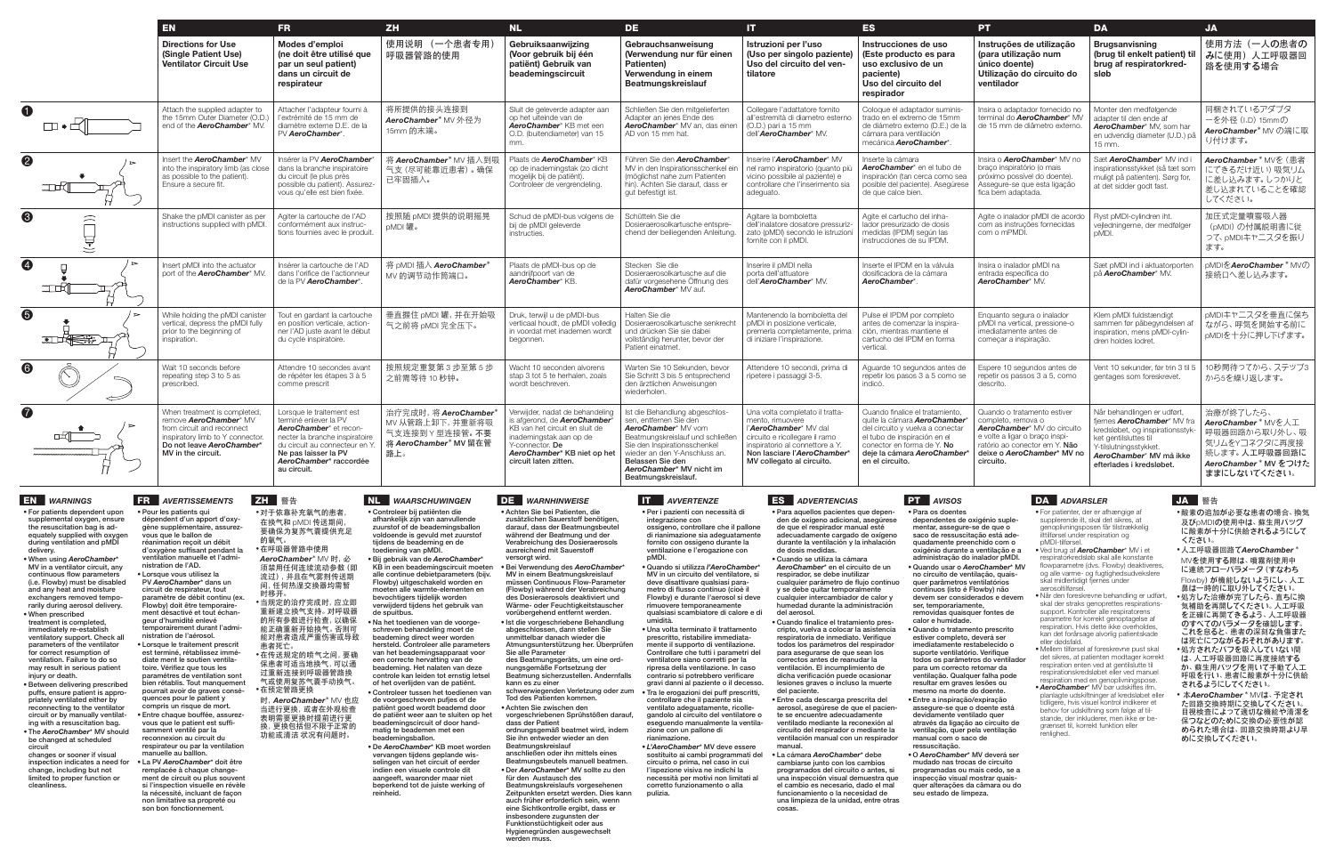| | EN | FR | ZH | NL | DE | IT | ES | PT | DA | JA |
|---|---|---|---|---|---|---|---|---|---|---|
| | **Directions for Use (Single Patient Use) Ventilator Circuit Use** | **Modes d'emploi (ne doit être utilisé que par un seul patient) dans un circuit de respirateur** | 使用说明 （一个患者专用）呼吸器管路的使用 | **Gebruiksaanwijzing (Voor gebruik bij één patiënt) Gebruik van beademingscircuit** | **Gebrauchsanweisung (Verwendung nur für einen Patienten) Verwendung in einem Beatmungskreislauf** | **Istruzioni per l'uso (Uso per singolo paziente) Uso del circuito del ventilatore** | **Instrucciones de uso (Este producto es para uso exclusivo de un paciente) Uso del circuito del respirador** | **Instruções de utilização (para utilização num único doente) Utilização do circuito do ventilador** | **Brugsanvisning (brug til enkelt patient) til brug af respiratorkredsløb** | 使用方法（一人の患者のみに使用）人工呼吸器回路を使用する場合 |
| 1 | Attach the supplied adapter to the 15mm Outer Diameter (O.D.) end of the ***AeroChamber*** MV. | Attacher l'adapteur fourni à l'extrémité de 15 mm de diamètre externe D.E. de la PV ***AeroChamber***. | 将所提供的接头连接到 ***AeroChamber***® MV 外径为 15mm 的末端。 | Sluit de geleverde adapter aan op het uiteinde van de ***AeroChamber***® KB met een O.D. (buitendiameter) van 15 mm. | Schließen Sie den mitgelieferten Adapter an jenes Ende des ***AeroChamber***® MV an, das einen AD von 15 mm hat. | Collegare l'adattatore fornito all'estremità di diametro esterno (O.D.) pari a 15 mm dell'***AeroChamber***® MV. | Coloque el adaptador suministrado en el extremo de 15mm de diámetro externo (D.E.) de la cámara para ventilación mecánica ***AeroChamber***®. | Insira o adaptador fornecido no terminal do ***AeroChamber***® MV de 15 mm de diâmetro externo. | Monter den medfølgende adapter til den ende af ***AeroChamber***® MV, som har en udvendig diameter (U.D.) på 15 mm. | 同梱されているアダプターを外径（I.D）15mmの ***AeroChamber***® MV の端に取り付けます。 |
| 2 | Insert the ***AeroChamber***® MV into the inspiratory limb (as close as possible to the patient). Ensure a secure fit. | Insérer la PV ***AeroChamber***® dans la branche inspiratoire du circuit (le plus près possible du patient). Assurez-vous qu'elle est bien fixée. | 将 ***AeroChamber***® MV 插入到吸气支（尽可能靠近患者）。确保已牢固插入。 | Plaats de ***AeroChamber***® KB op de inademingstak (zo dicht mogelijk bij de patiënt). Controleer de vergrendeling. | Führen Sie den ***AeroChamber***® MV in den Inspirationsschenkel ein (möglichst nahe zum Patienten hin). Achten Sie darauf, dass er gut befestigt ist. | Inserire l'***AeroChamber***® MV nel ramo inspiratorio (quanto più vicino possibile al paziente) e controllare che l'inserimento sia adeguato. | Inserte la cámara ***AeroChamber***® en el tubo de inspiración (tan cerca como sea posible del paciente). Asegúrese de que calce bien. | Insira o ***AeroChamber***® MV no braço inspiratório (o mais próximo possível do doente). Assegure-se que esta ligação fica bem adaptada. | Sæt ***AeroChamber***® MV ind i inspirationsstykket (så tæt som muligt på patienten). Sørg for, at det sidder godt fast. | ***AeroChamber***® MVを（患者にできるだけ近い）吸気リムに差し込みます。しっかりと差し込まれていることを確認してください。 |
| 3 | Shake the pMDI canister as per instructions supplied with pMDI. | Agiter la cartouche de l'AD conformément aux instructions fournies avec le produit. | 按照随 pMDI 提供的说明摇晃 pMDI 罐。 | Schud de pMDI-bus volgens de bij de pMDI geleverde instructies. | Schütteln Sie die Dosieraerosolkartusche entsprechend der beiliegenden Anleitung. | Agitare la bomboletta dell'inalatore dosatore pressurizzato (pMDI) secondo le istruzioni fornite con il pMDI. | Agite el cartucho del inhalador presurizado de dosis medidas (IPDM) según las instrucciones de su IPDM. | Agite o inalador pMDI de acordo com as instruções fornecidas com o pMDI. | Ryst pMDI-cylindren iht. vejledningerne, der medfølger pMDI. | 加圧式定量噴霧吸入器（pMDI）の付属説明書に従って、pMDIキャニスタを振ります。 |
| 4 | Insert pMDI into the actuator port of the ***AeroChamber***® MV. | Insérer la cartouche de l'AD dans l'orifice de l'actionneur de la PV ***AeroChamber***®. | 将 pMDI 插入 ***AeroChamber***® MV 的调节动作筒端口。 | Plaats de pMDI-bus op de aandrijfpoort van de ***AeroChamber***® KB. | Stecken Sie die Dosieraerosolkartusche auf die dafür vorgesehene Öffnung des ***AeroChamber***® MV auf. | Inserire il pMDI nella porta dell'attuatore dell'***AeroChamber***® MV. | Inserte el IPDM en la válvula dosificadora de la cámara ***AeroChamber***®. | Insira o inalador pMDI na entrada específica do ***AeroChamber***® MV. | Sæt pMDI ind i aktuatorporten på ***AeroChamber***® MV. | pMDIを***AeroChamber***® MVの接続口へ差し込みます。 |
| 5 | While holding the pMDI canister vertical, depress the pMDI fully prior to the beginning of inspiration. | Tout en gardant la cartouche en position verticale, actionner l'AD juste avant le début du cycle inspiratoire. | 垂直握住 pMDI 罐，并在开始吸气之前将 pMDI 完全压下。 | Druk, terwijl u de pMDI-bus verticaal houdt, de pMDI volledig in voordat met inademen wordt begonnen. | Halten Sie die Dosieraerosolkartusche senkrecht und drücken Sie sie dabei vollständig herunter, bevor der Patient einatmet. | Mantenendo la bomboletta del pMDI in posizione verticale, premerla completamente, prima di iniziare l'inspirazione. | Pulse el IPDM por completo antes de comenzar la inspiración, mientras mantiene el cartucho del IPDM en forma vertical. | Enquanto segura o inalador pMDI na vertical, pressione-o imediatamente antes de começar a inspiração. | Klem pMDI fuldstændigt sammen før påbegyndelsen af inspiration, mens pMDI-cylindren holdes lodret. | pMDIキャニスタを垂直に保ちながら、呼気を開始する前にpMDIを十分に押し下げます。 |
| 6 | Wait 10 seconds before repeating step 3 to 5 as prescribed. | Attendre 10 secondes avant de répéter les étapes 3 à 5 comme prescrit. | 按照规定重复第 3 步至第 5 步之前需等待 10 秒钟。 | Wacht 10 seconden alvorens stap 3 tot 5 te herhalen, zoals wordt beschreven. | Warten Sie 10 Sekunden, bevor Sie Schritt 3 bis 5 entsprechend den ärztlichen Anweisungen wiederholen. | Attendere 10 secondi, prima di ripetere i passaggi 3-5. | Aguarde 10 segundos antes de repetir los pasos 3 a 5 como se indicó. | Espere 10 segundos antes de repetir os passos 3 a 5, como descrito. | Vent 10 sekunder, før trin 3 til 5 gentages som foreskrevet. | 10秒待ってから、ステップ3から5を繰り返します。 |
| 7 | When treatment is completed, remove ***AeroChamber***® MV from circuit and reconnect inspiratory limb to Y connector. **Do not leave *AeroChamber*® MV in the circuit.** | Lorsque le traitement est terminé enlever la PV ***AeroChamber***® et reconnecter la branche inspiratoire du circuit au connecteur en Y. **Ne pas laisser la PV *AeroChamber*® raccordée au circuit.** | 治疗完成时，将 ***AeroChamber***® MV 从管路上卸下，并重新将吸气支连接到 Y 型连接管。**不要将 *AeroChamber*® MV 留在管路上。** | Verwijder, nadat de behandeling is afgerond, de ***AeroChamber***® KB van het circuit en sluit de inademingstak aan op de Y-connector. **De *AeroChamber*® KB niet op het circuit laten zitten.** | Ist die Behandlung abgeschlossen, entfernen Sie den ***AeroChamber***® MV vom Beatmungskreislauf und schließen Sie den Inspirationsschenkel wieder an den Y-Anschluss an. **Belassen Sie den *AeroChamber*® MV nicht im Beatmungskreislauf.** | Una volta completato il trattamento, rimuovere l'***AeroChamber***® MV dal circuito e ricollegare il ramo inspiratorio al connettore a Y. **Non lasciare l'*AeroChamber*® MV collegato al circuito.** | Cuando finalice el tratamiento, quite la cámara ***AeroChamber***® del circuito y vuelva a conectar el tubo de inspiración en el conector en forma de Y. **No deje la cámara *AeroChamber*® en el circuito.** | Quando o tratamento estiver completo, remova o ***AeroChamber***® MV do circuito e volte a ligar o braço inspiratório ao conector em Y. **Não deixe o *AeroChamber*® MV no circuito.** | Når behandlingen er udført, fjernes ***AeroChamber***® MV fra kredsløbet, og inspirationsstykket genttilsluttes til Y-tilslutningsstykket. ***AeroChamber*® MV må ikke efterlades i kredsløbet.** | 治療が終了したら、***AeroChamber***® MVを人工呼吸器回路から取り外し、吸気リムをYコネクタに再度接続します。**人工呼吸器回路に*AeroChamber*® MV をつけたままにしないでください。** |

## EN *WARNINGS*

- For patients dependent upon supplemental oxygen, ensure the resuscitation bag is adequately supplied with oxygen during ventilation and pMDI delivery.
- When using *AeroChamber*® MV in a ventilator circuit, any continuous flow parameters (i.e. Flowby) must be disabled and any heat and moisture exchangers removed temporarily during aerosol delivery.
- When prescribed treatment is completed, immediately re-establish ventilatory support. Check all parameters of the ventilator for correct resumption of ventilation. Failure to do so may result in serious patient injury or death.
- Between delivering prescribed puffs, ensure patient is appropriately ventilated either by reconnecting to the ventilator circuit or by manually ventilating with a resuscitation bag.
- The *AeroChamber*® MV should be changed at scheduled circuit changes or sooner if visual inspection indicates a need for change, including but not limited to proper function or cleanliness.

## FR *AVERTISSEMENTS*

- Pour les patients qui dépendent d'un apport d'oxygène supplémentaire, assurez-vous que le ballon de réanimation reçoit un débit d'oxygène suffisant pendant la ventilation manuelle et l'administration de l'AD.
- Lorsque vous utilisez la PV *AeroChamber*® dans un circuit de respirateur, tout paramètre de débit continu (ex. Flowby) doit être temporairement désactivé et tout échangeur d'humidité enlevé temporairement durant l'administration de l'aérosol.
- Lorsque le traitement prescrit est terminé, rétablissez immédiatement le soutien ventilatoire. Vérifiez que tous les paramètres de ventilation sont bien rétablis. Tout manquement pourrait avoir de graves conséquences pour le patient y compris un risque de mort.
- Entre chaque bouffée, assurez-vous que le patient est suffisamment ventilé par la reconnexion au circuit du respirateur ou par la ventilation manuelle au ballon.
- La PV *AeroChamber*® doit être remplacée à chaque changement de circuit ou plus souvent si l'inspection visuelle en révèle la nécessité, incluant de façon non limitative sa propreté ou son bon fonctionnement.

## ZH 警告

- 对于依赖补充氧气的患者，在换气和 pMDI 传送期间，要确保为复苏气囊提供充足的氧气。
- 在呼吸器管路中使用 *AeroChamber*® MV 时，必须禁用任何连续流动参数（即流过），并且在气雾剂传送期间，任何热湿交换器均需暂时移开。
- 当规定的治疗完成时，应立即重新建立换气支持。对呼吸器的所有参数进行检查，以确保能正确重新开始换气。否则可能对患者造成严重伤害或导致患者死亡。
- 在传送规定的喷气之间，要确保患者有适当地换气，可以通过重新连接到呼吸器管路换气或使用复苏气囊手动换气。
- 在规定管路更换时，*AeroChamber*® MV 也应当进行更换，或者在外观检查表明需要更换时提前进行更换，更换包括但不限于正常的功能或清洁状况有问题时。

## NL *WAARSCHUWINGEN*

- Controleer bij patiënten die afhankelijk zijn van aanvullende zuurstof of de beademingsballon voldoende is gevuld met zuurstof tijdens de beademing en de toediening van pMDI.
- Bij gebruik van de *AeroChamber*® KB in een beademingscircuit moeten alle continue debietparameters (bijv. Flowby) uitgeschakeld worden en moeten alle warmte-elementen en bevochtigers tijdelijk worden verwijderd tijdens het gebruik van de spuitbus.
- Na het toedienen van de voorgeschreven behandeling moet de beademing direct weer worden hersteld. Controleer alle parameters van het beademingsapparaat voor een correcte hervatting van de beademing. Het nalaten van deze controle kan leiden tot ernstig letsel of het overlijden van de patiënt.
- Controleer tussen het toedienen van de voorgeschreven pufjes of de patiënt goed wordt beademd door de patiënt weer aan te sluiten op het beademingscircuit of door handmatig te beademen met een beademingsballon.
- De *AeroChamber*® KB moet worden vervangen tijdens geplande wisselingen van het circuit of eerder indien een visuele controle dit aangeeft, waaronder maar niet beperkend tot de juiste werking of reinheid.

## DE *WARNHINWEISE*

- Achten Sie bei Patienten, die zusätzlichen Sauerstoff benötigen, darauf, dass der Beatmungsbeutel während der Beatmung und der Verabreichung des Dosieraerosols ausreichend mit Sauerstoff versorgt wird.
- Bei Verwendung des *AeroChamber*® MV in einem Beatmungskreislauf müssen Continuous Flow-Parameter (Flowby) während der Verabreichung des Dosieraerosols deaktiviert und Wärme- oder Feuchtigkeitstauscher vorübergehend entfernt werden.
- Ist die vorgeschriebene Behandlung abgeschlossen, dann stellen Sie unmittelbar danach wieder die Atmungsunterstützung her. Überprüfen Sie alle Parameter des Beatmungsgeräts, um eine ordnungsgemäße Fortsetzung der Beatmung sicherzustellen. Andernfalls kann es zu einer schwerwiegenden Verletzung oder zum Tod des Patienten kommen.
- Achten Sie zwischen den vorgeschriebenen Sprühstößen darauf, dass der Patient ordnungsgemäß beatmet wird, indem Sie ihn entweder wieder an den Beatmungskreislauf anschließen oder ihn mittels eines Beatmungsbeutels manuell beatmen.
- Der *AeroChamber*® MV sollte zu den für den Austausch des Beatmungskreislaufs vorgesehenen Zeitpunkten ersetzt werden. Dies kann auch früher erforderlich sein, wenn eine Sichtkontrolle ergibt, dass er hinsichtlich der Funktionstüchtigkeit oder aus Hygienegründen ausgewechselt werden muss.

## IT *AVVERTENZE*

- Per i pazienti con necessità di integrazione con ossigeno, controllare che il pallone di rianimazione sia adeguatamente fornito con ossigeno durante la ventilazione e l'erogazione con pMDI.
- Quando si utilizza l'*AeroChamber*® MV in un circuito del ventilatore, si deve disattivare qualsiasi parametro di flusso continuo (cioè il Flowby) durante l'aerosol e si deve rimuovere temporaneamente qualsiasi scambiatore di calore e di umidità.
- Una volta terminato il trattamento prescritto, ristabilire immediatamente il supporto di ventilazione. Controllare che tutti i parametri del ventilatore siano corretti per la ripresa della ventilazione. In caso contrario si potrebbero verificare gravi danni al paziente o il decesso.
- Tra le erogazioni dei puff prescritti, controllare che il paziente sia ventilato adeguatamente, ricollegandolo al circuito del ventilatore o eseguendo manualmente la ventilazione con un pallone di rianimazione.
- L'*AeroChamber*® MV deve essere sostituito ai cambi programmati del circuito o prima, nel caso in cui l'ispezione visiva ne indichi la necessità per motivi non limitati al corretto funzionamento o alla pulizia.

## ES *ADVERTENCIAS*

- Para aquellos pacientes que dependen de oxígeno adicional, asegúrese de que el respirador manual esté adecuadamente cargado de oxígeno durante la ventilación y la inhalación de dosis medidas.
- Cuando se utiliza la cámara *AeroChamber*® en el circuito de un respirador, se debe inutilizar cualquier parámetro de flujo continuo y se debe quitar temporalmente cualquier intercambiador de calor y humedad durante la administración del aerosol.
- Cuando finalice el tratamiento prescripto, vuelva a colocar la asistencia respiratoria de inmediato. Verifique todos los parámetros del respirador para asegurarse de que sean los correctos antes de reanudar la ventilación. El incumplimiento de dicha verificación puede ocasionar lesiones graves o incluso la muerte del paciente.
- Entre cada descarga prescrita del aerosol, asegúrese de que el paciente se encuentre adecuadamente ventilado mediante la reconexión al circuito del respirador o mediante la ventilación manual con un respirador manual.
- La cámara *AeroChamber*® debe cambiarse junto con los cambios programados del circuito o antes, si una inspección visual demuestra que el cambio es necesario, dado el mal funcionamiento o la necesidad de una limpieza de la unidad, entre otras cosas.

## PT *AVISOS*

- Para os doentes dependentes de oxigénio suplementar, assegure-se de que o saco de ressuscitação está adequadamente preenchido com o oxigénio durante a ventilação e a administração do inalador pMDI.
- Quando usar o *AeroChamber*® MV no circuito de ventilação, quaisquer parâmetros ventilatórios contínuos (isto é Flowby) não devem ser considerados e devem ser, temporariamente, removidas quaisquer fontes de calor e humidade.
- Quando o tratamento prescrito estiver completo, deverá ser imediatamente restabelecido o suporte ventilatório. Verifique todos os parâmetros do ventilador para um correcto retomar da ventilação. Qualquer falha pode resultar em graves lesões ou mesmo na morte do doente.
- Entre a inspiração/expiração assegure-se que o doente está devidamente ventilado quer através da ligação ao circuito de ventilação, quer pela ventilação manual com o saco de ressuscitação.
- O *AeroChamber*® MV deverá ser mudado nas trocas de circuito programadas ou mais cedo, se a inspecção visual mostrar quaisquer alterações da câmara ou do seu estado de limpeza.

## DA *ADVARSLER*

- For patienter, der er afhængige af supplerende ilt, skal det sikres, at genoplivningsposen får tilstrækkelig ilttilførsel under respiration og pMDI-tilførsel.
- Ved brug af *AeroChamber*® MV i et respiratorkredsløb skal alle konstante flowparametre (dvs. Flowby) deaktiveres, og alle varme- og fugtighedsudvekslere skal midlertidigt fjernes under aerosoltilførsel.
- Når den foreskrevne behandling er udført, skal der straks genoprettes respirationssupport. Kontroller alle respiratorens parametre for korrekt genoptagelse af respiration. Hvis dette ikke overholdes, kan det forårsage alvorlig patientskade eller dødsfald.
- Mellem tilførsel af foreskrevne pust skal det sikres, at patienten modtager korrekt respiration enten ved at gentilslutte til respirationskredsløbet eller ved manuel respiration med en genoplivningspose.
- *AeroChamber*® MV bør udskiftes ifm. planlagte udskiftninger af kredsløbet eller tidligere, hvis visuel kontrol indikerer et behov for udskiftning som følge af tilstande, der inkluderer, men ikke er begrænset til, korrekt funktion eller renlighed.

## JA 警告

- 酸素の追加が必要な患者の場合、換気及びpMDIの使用中は、蘇生用バッグに酸素が十分に供給されるようにしてください。
- 人工呼吸器回路で*AeroChamber*® MVを使用する際は、噴霧剤使用中に連続フローパラメータ（すなわちFlowby）が機能しないようにし、人工鼻は一時的に取り外してください。
- 処方した治療が完了したら、直ちに換気補助を再開してください。人工呼吸を正確に再開できるよう、人工呼吸器のすべてのパラメータを確認します。これを怠ると、患者の深刻な負傷または死亡につながるおそれがあります。
- 処方されたパフを吸入していない間は、人工呼吸器回路に再度接続するか、蘇生用バッグを用いて手動で人工呼吸を行い、患者に酸素が十分に供給されるようにしてください。
- 本*AeroChamber*® MVは、予定された回路交換時期に交換してください。目視検査によって適切な機能や清潔を保つなどのために交換の必要性が認められた場合は、回路交換時期より早めに交換してください。